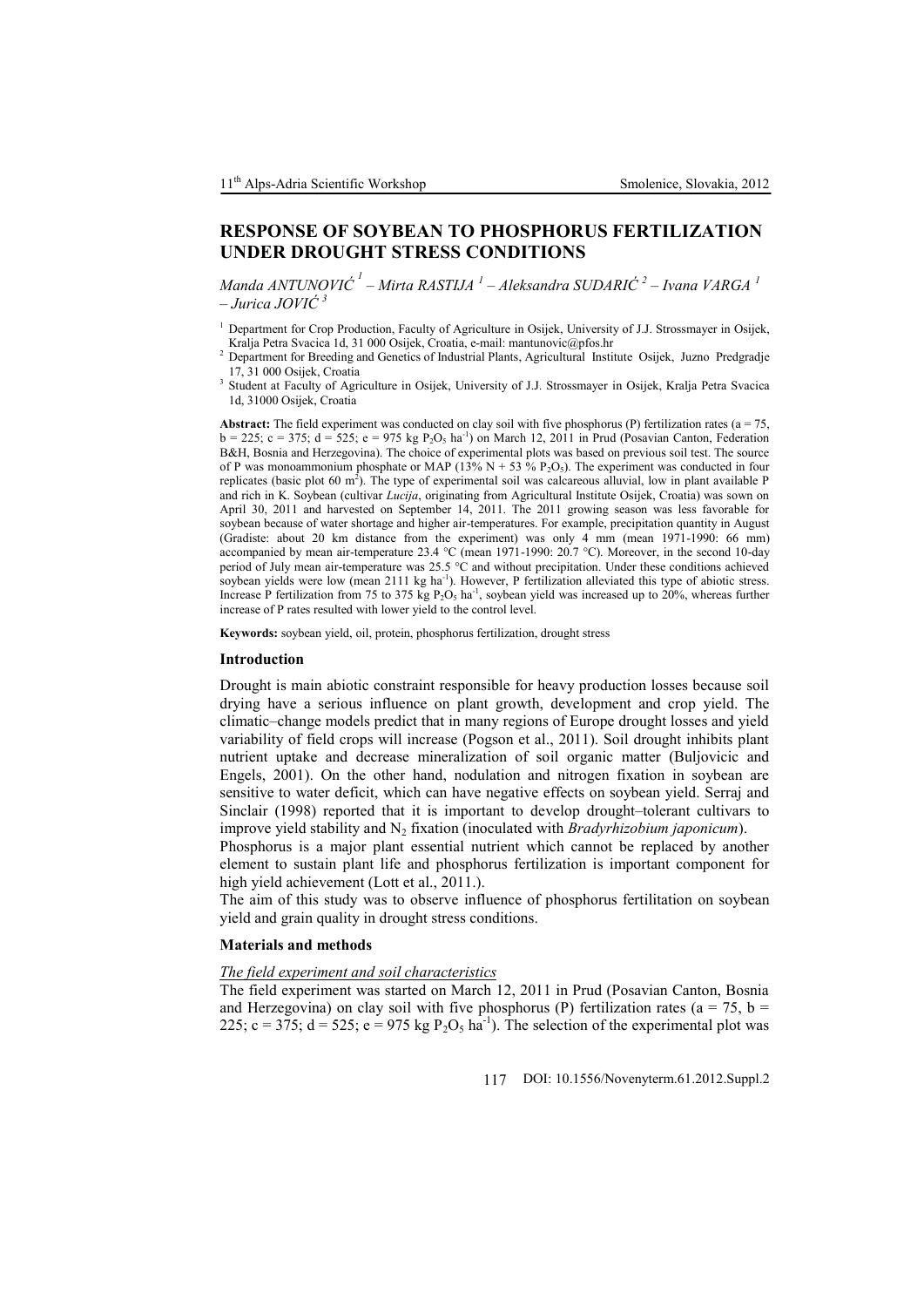# RESPONSE OF SOYBEAN TO PHOSPHORUS FERTILIZATION UNDER DROUGHT STRESS CONDITIONS

*Manda ANTUNOVIĆ [1] – Mirta RASTIJA [1] – Aleksandra SUDARIĆ [2] – Ivana VARGA [1] – Jurica JOVIĆ [3]*

[1] Department for Crop Production, Faculty of Agriculture in Osijek, University of J.J. Strossmayer in Osijek, Kralja Petra Svacica 1d, 31 000 Osijek, Croatia, e-mail: mantunovic@pfos.hr

[2] Department for Breeding and Genetics of Industrial Plants, Agricultural Institute Osijek, Juzno Predgradje 17, 31 000 Osijek, Croatia

[3] Student at Faculty of Agriculture in Osijek, University of J.J. Strossmayer in Osijek, Kralja Petra Svacica 1d, 31000 Osijek, Croatia

**Abstract:** The field experiment was conducted on clay soil with five phosphorus (P) fertilization rates (a = 75, b = 225; c = 375; d = 525; e = 975 kg $P_2O_5$ ha$^{-1}$) on March 12, 2011 in Prud (Posavian Canton, Federation B&H, Bosnia and Herzegovina). The choice of experimental plots was based on previous soil test. The source of P was monoammonium phosphate or MAP (13% N + 53 % $P_2O_5$). The experiment was conducted in four replicates (basic plot 60 m$^2$). The type of experimental soil was calcareous alluvial, low in plant available P and rich in K. Soybean (cultivar *Lucija*, originating from Agricultural Institute Osijek, Croatia) was sown on April 30, 2011 and harvested on September 14, 2011. The 2011 growing season was less favorable for soybean because of water shortage and higher air-temperatures. For example, precipitation quantity in August (Gradiste: about 20 km distance from the experiment) was only 4 mm (mean 1971-1990: 66 mm) accompanied by mean air-temperature 23.4 °C (mean 1971-1990: 20.7 °C). Moreover, in the second 10-day period of July mean air-temperature was 25.5 °C and without precipitation. Under these conditions achieved soybean yields were low (mean 2111 kg ha$^{-1}$). However, P fertilization alleviated this type of abiotic stress. Increase P fertilization from 75 to 375 kg $P_2O_5$ ha$^{-1}$, soybean yield was increased up to 20%, whereas further increase of P rates resulted with lower yield to the control level.

**Keywords:** soybean yield, oil, protein, phosphorus fertilization, drought stress

## Introduction

Drought is main abiotic constraint responsible for heavy production losses because soil drying have a serious influence on plant growth, development and crop yield. The climatic–change models predict that in many regions of Europe drought losses and yield variability of field crops will increase (Pogson et al., 2011). Soil drought inhibits plant nutrient uptake and decrease mineralization of soil organic matter (Buljovicic and Engels, 2001). On the other hand, nodulation and nitrogen fixation in soybean are sensitive to water deficit, which can have negative effects on soybean yield. Serraj and Sinclair (1998) reported that it is important to develop drought–tolerant cultivars to improve yield stability and $N_2$ fixation (inoculated with *Bradyrhizobium japonicum*).

Phosphorus is a major plant essential nutrient which cannot be replaced by another element to sustain plant life and phosphorus fertilization is important component for high yield achievement (Lott et al., 2011.).

The aim of this study was to observe influence of phosphorus fertilitation on soybean yield and grain quality in drought stress conditions.

## Materials and methods

*The field experiment and soil characteristics*

The field experiment was started on March 12, 2011 in Prud (Posavian Canton, Bosnia and Herzegovina) on clay soil with five phosphorus (P) fertilization rates (a = 75, b = 225; c = 375; d = 525; e = 975 kg $P_2O_5$ ha$^{-1}$). The selection of the experimental plot was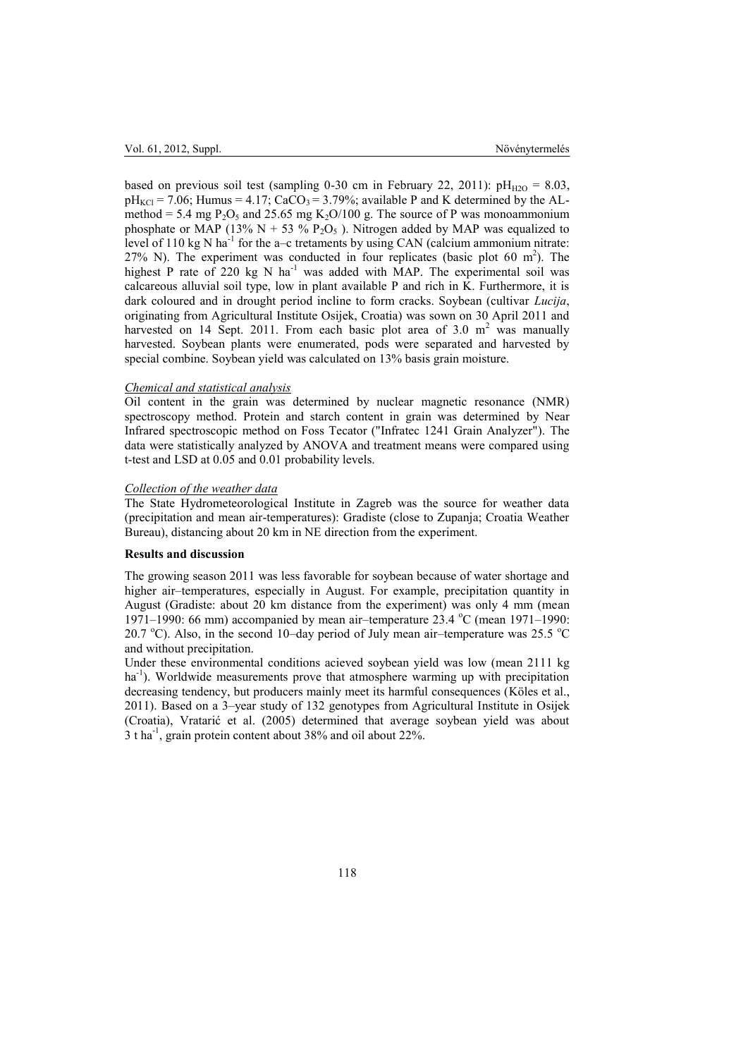based on previous soil test (sampling 0-30 cm in February 22, 2011): $pH_{H2O}$ = 8.03, $pH_{KCl}$ = 7.06; Humus = 4.17; $CaCO_3$ = 3.79%; available P and K determined by the AL-method = 5.4 mg $P_2O_5$ and 25.65 mg $K_2O$/100 g. The source of P was monoammonium phosphate or MAP (13% N + 53 % $P_2O_5$ ). Nitrogen added by MAP was equalized to level of 110 kg N $ha^{-1}$ for the a–c tretaments by using CAN (calcium ammonium nitrate: 27% N). The experiment was conducted in four replicates (basic plot 60 $m^2$). The highest P rate of 220 kg N $ha^{-1}$ was added with MAP. The experimental soil was calcareous alluvial soil type, low in plant available P and rich in K. Furthermore, it is dark coloured and in drought period incline to form cracks. Soybean (cultivar *Lucija*, originating from Agricultural Institute Osijek, Croatia) was sown on 30 April 2011 and harvested on 14 Sept. 2011. From each basic plot area of 3.0 $m^2$ was manually harvested. Soybean plants were enumerated, pods were separated and harvested by special combine. Soybean yield was calculated on 13% basis grain moisture.

*Chemical and statistical analysis*

Oil content in the grain was determined by nuclear magnetic resonance (NMR) spectroscopy method. Protein and starch content in grain was determined by Near Infrared spectroscopic method on Foss Tecator ("Infratec 1241 Grain Analyzer"). The data were statistically analyzed by ANOVA and treatment means were compared using t-test and LSD at 0.05 and 0.01 probability levels.

*Collection of the weather data*

The State Hydrometeorological Institute in Zagreb was the source for weather data (precipitation and mean air-temperatures): Gradiste (close to Zupanja; Croatia Weather Bureau), distancing about 20 km in NE direction from the experiment.

**Results and discussion**

The growing season 2011 was less favorable for soybean because of water shortage and higher air–temperatures, especially in August. For example, precipitation quantity in August (Gradiste: about 20 km distance from the experiment) was only 4 mm (mean 1971–1990: 66 mm) accompanied by mean air–temperature 23.4 °C (mean 1971–1990: 20.7 °C). Also, in the second 10–day period of July mean air–temperature was 25.5 °C and without precipitation.

Under these environmental conditions acieved soybean yield was low (mean 2111 kg $ha^{-1}$). Worldwide measurements prove that atmosphere warming up with precipitation decreasing tendency, but producers mainly meet its harmful consequences (Köles et al., 2011). Based on a 3–year study of 132 genotypes from Agricultural Institute in Osijek (Croatia), Vratarić et al. (2005) determined that average soybean yield was about 3 t $ha^{-1}$, grain protein content about 38% and oil about 22%.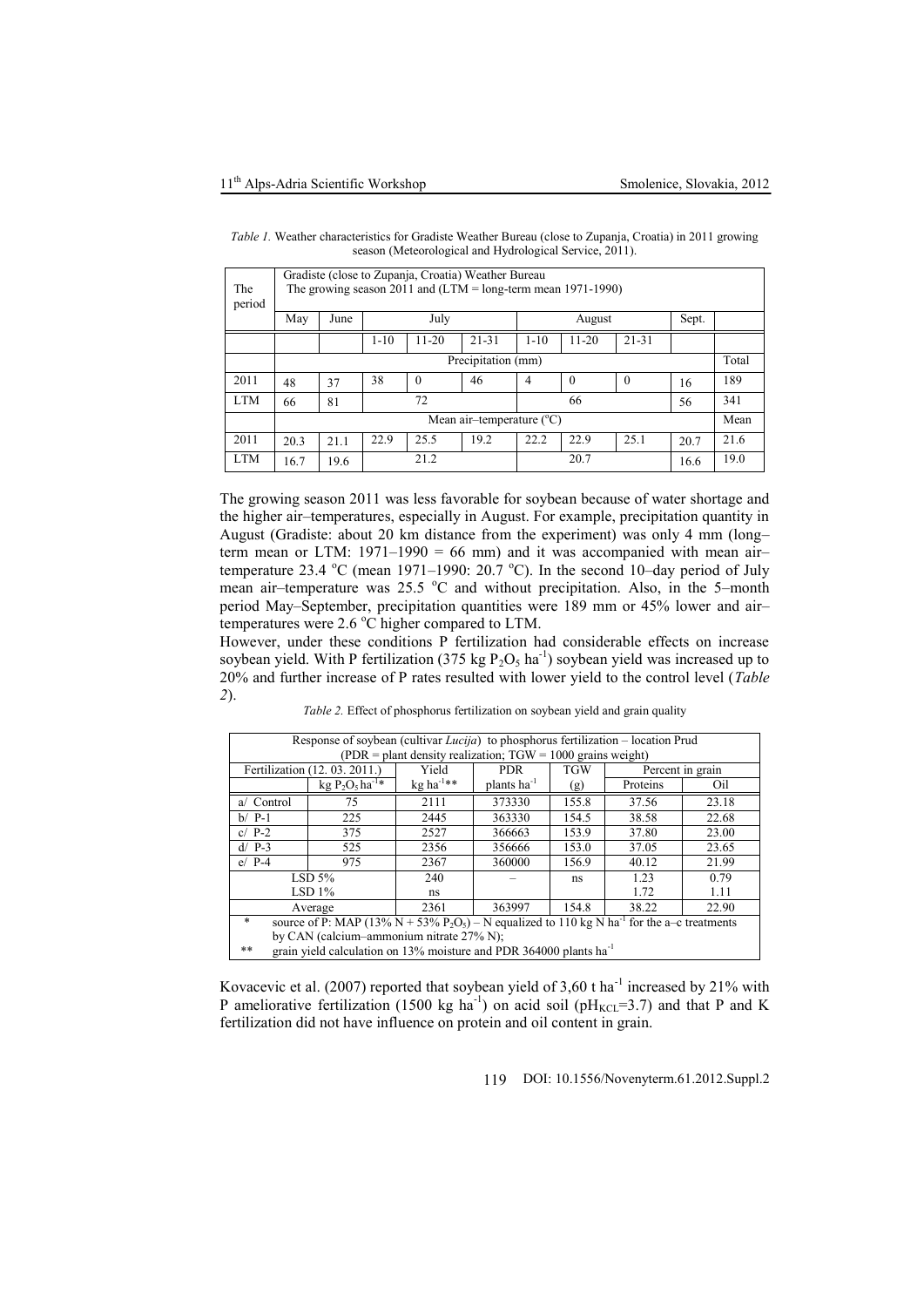*Table 1.* Weather characteristics for Gradiste Weather Bureau (close to Zupanja, Croatia) in 2011 growing season (Meteorological and Hydrological Service, 2011).

| The period | Gradiste (close to Zupanja, Croatia) Weather Bureau The growing season 2011 and (LTM = long-term mean 1971-1990) | | | | | | | | | |
|---|---|---|---|---|---|---|---|---|---|---|
| | May | June | July | | | August | | | Sept. | |
| | | | 1-10 | 11-20 | 21-31 | 1-10 | 11-20 | 21-31 | | |
| | Precipitation (mm) | | | | | | | | | Total |
| 2011 | 48 | 37 | 38 | 0 | 46 | 4 | 0 | 0 | 16 | 189 |
| LTM | 66 | 81 | 72 | | | 66 | | | 56 | 341 |
| | Mean air–temperature (°C) | | | | | | | | | Mean |
| 2011 | 20.3 | 21.1 | 22.9 | 25.5 | 19.2 | 22.2 | 22.9 | 25.1 | 20.7 | 21.6 |
| LTM | 16.7 | 19.6 | 21.2 | | | 20.7 | | | 16.6 | 19.0 |

The growing season 2011 was less favorable for soybean because of water shortage and the higher air–temperatures, especially in August. For example, precipitation quantity in August (Gradiste: about 20 km distance from the experiment) was only 4 mm (long–term mean or LTM: 1971–1990 = 66 mm) and it was accompanied with mean air–temperature 23.4 °C (mean 1971–1990: 20.7 °C). In the second 10–day period of July mean air–temperature was 25.5 °C and without precipitation. Also, in the 5–month period May–September, precipitation quantities were 189 mm or 45% lower and air–temperatures were 2.6 °C higher compared to LTM.

However, under these conditions P fertilization had considerable effects on increase soybean yield. With P fertilization (375 kg $P_2O_5$ ha$^{-1}$) soybean yield was increased up to 20% and further increase of P rates resulted with lower yield to the control level (*Table 2*).

*Table 2.* Effect of phosphorus fertilization on soybean yield and grain quality

| Response of soybean (cultivar *Lucija*) to phosphorus fertilization – location Prud (PDR = plant density realization; TGW = 1000 grains weight) | | | | | | |
|---|---|---|---|---|---|---|
| Fertilization (12. 03. 2011.) | | Yield | PDR | TGW | Percent in grain | |
| | kg $P_2O_5$ ha$^{-1}$* | kg ha$^{-1}$** | plants ha$^{-1}$ | (g) | Proteins | Oil |
| a/ Control | 75 | 2111 | 373330 | 155.8 | 37.56 | 23.18 |
| b/ P-1 | 225 | 2445 | 363330 | 154.5 | 38.58 | 22.68 |
| c/ P-2 | 375 | 2527 | 366663 | 153.9 | 37.80 | 23.00 |
| d/ P-3 | 525 | 2356 | 356666 | 153.0 | 37.05 | 23.65 |
| e/ P-4 | 975 | 2367 | 360000 | 156.9 | 40.12 | 21.99 |
| LSD 5% | | 240 | – | ns | 1.23 | 0.79 |
| LSD 1% | | ns | | ns | 1.72 | 1.11 |
| Average | | 2361 | 363997 | 154.8 | 38.22 | 22.90 |

\* source of P: MAP (13% N + 53% $P_2O_5$) – N equalized to 110 kg N ha$^{-1}$ for the a–c treatments by CAN (calcium–ammonium nitrate 27% N);
\*\* grain yield calculation on 13% moisture and PDR 364000 plants ha$^{-1}$

Kovacevic et al. (2007) reported that soybean yield of 3,60 t ha$^{-1}$ increased by 21% with P ameliorative fertilization (1500 kg ha$^{-1}$) on acid soil ($pH_{KCl}$=3.7) and that P and K fertilization did not have influence on protein and oil content in grain.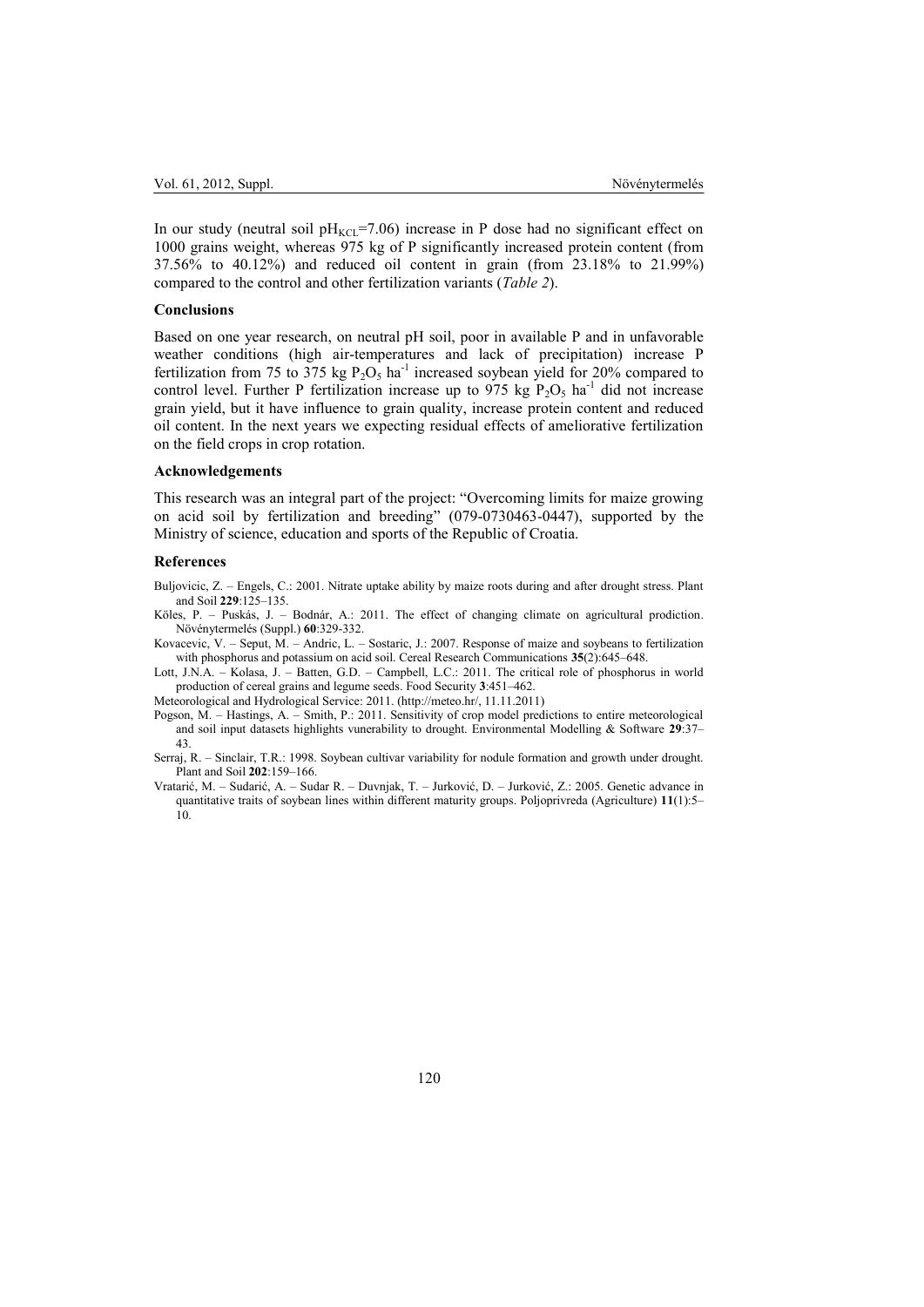In our study (neutral soil $pH_{KCL}$=7.06) increase in P dose had no significant effect on 1000 grains weight, whereas 975 kg of P significantly increased protein content (from 37.56% to 40.12%) and reduced oil content in grain (from 23.18% to 21.99%) compared to the control and other fertilization variants (*Table 2*).

### Conclusions

Based on one year research, on neutral pH soil, poor in available P and in unfavorable weather conditions (high air-temperatures and lack of precipitation) increase P fertilization from 75 to 375 kg $P_2O_5$ $ha^{-1}$ increased soybean yield for 20% compared to control level. Further P fertilization increase up to 975 kg $P_2O_5$ $ha^{-1}$ did not increase grain yield, but it have influence to grain quality, increase protein content and reduced oil content. In the next years we expecting residual effects of ameliorative fertilization on the field crops in crop rotation.

### Acknowledgements

This research was an integral part of the project: "Overcoming limits for maize growing on acid soil by fertilization and breeding" (079-0730463-0447), supported by the Ministry of science, education and sports of the Republic of Croatia.

### References

Buljovicic, Z. – Engels, C.: 2001. Nitrate uptake ability by maize roots during and after drought stress. Plant and Soil **229**:125–135.

Köles, P. – Puskás, J. – Bodnár, A.: 2011. The effect of changing climate on agricultural prodiction. Növénytermelés (Suppl.) **60**:329-332.

Kovacevic, V. – Seput, M. – Andric, L. – Sostaric, J.: 2007. Response of maize and soybeans to fertilization with phosphorus and potassium on acid soil. Cereal Research Communications **35**(2):645–648.

Lott, J.N.A. – Kolasa, J. – Batten, G.D. – Campbell, L.C.: 2011. The critical role of phosphorus in world production of cereal grains and legume seeds. Food Security **3**:451–462.

Meteorological and Hydrological Service: 2011. (http://meteo.hr/, 11.11.2011)

Pogson, M. – Hastings, A. – Smith, P.: 2011. Sensitivity of crop model predictions to entire meteorological and soil input datasets highlights vunerability to drought. Environmental Modelling & Software **29**:37–43.

Serraj, R. – Sinclair, T.R.: 1998. Soybean cultivar variability for nodule formation and growth under drought. Plant and Soil **202**:159–166.

Vratarić, M. – Sudarić, A. – Sudar R. – Duvnjak, T. – Jurković, D. – Jurković, Z.: 2005. Genetic advance in quantitative traits of soybean lines within different maturity groups. Poljoprivreda (Agriculture) **11**(1):5–10.